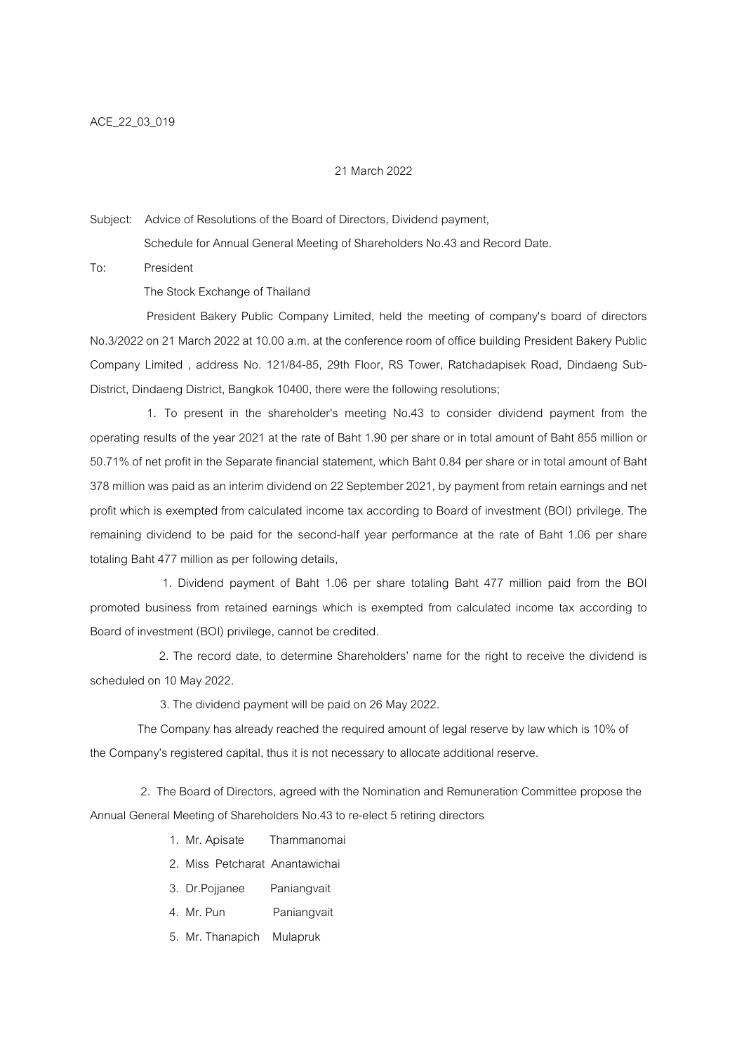ACE_22_03_019

21 March 2022

Subject: Advice of Resolutions of the Board of Directors, Dividend payment, Schedule for Annual General Meeting of Shareholders No.43 and Record Date.

To: President
The Stock Exchange of Thailand

President Bakery Public Company Limited, held the meeting of company's board of directors No.3/2022 on 21 March 2022 at 10.00 a.m. at the conference room of office building President Bakery Public Company Limited , address No. 121/84-85, 29th Floor, RS Tower, Ratchadapisek Road, Dindaeng Sub-District, Dindaeng District, Bangkok 10400, there were the following resolutions;

1. To present in the shareholder's meeting No.43 to consider dividend payment from the operating results of the year 2021 at the rate of Baht 1.90 per share or in total amount of Baht 855 million or 50.71% of net profit in the Separate financial statement, which Baht 0.84 per share or in total amount of Baht 378 million was paid as an interim dividend on 22 September 2021, by payment from retain earnings and net profit which is exempted from calculated income tax according to Board of investment (BOI) privilege. The remaining dividend to be paid for the second-half year performance at the rate of Baht 1.06 per share totaling Baht 477 million as per following details,

   1. Dividend payment of Baht 1.06 per share totaling Baht 477 million paid from the BOI promoted business from retained earnings which is exempted from calculated income tax according to Board of investment (BOI) privilege, cannot be credited.

   2. The record date, to determine Shareholders' name for the right to receive the dividend is scheduled on 10 May 2022.

   3. The dividend payment will be paid on 26 May 2022.

The Company has already reached the required amount of legal reserve by law which is 10% of the Company's registered capital, thus it is not necessary to allocate additional reserve.

2. The Board of Directors, agreed with the Nomination and Remuneration Committee propose the Annual General Meeting of Shareholders No.43 to re-elect 5 retiring directors

   1. Mr. Apisate Thammanomai
   2. Miss Petcharat Anantawichai
   3. Dr.Pojjanee Paniangvait
   4. Mr. Pun Paniangvait
   5. Mr. Thanapich Mulapruk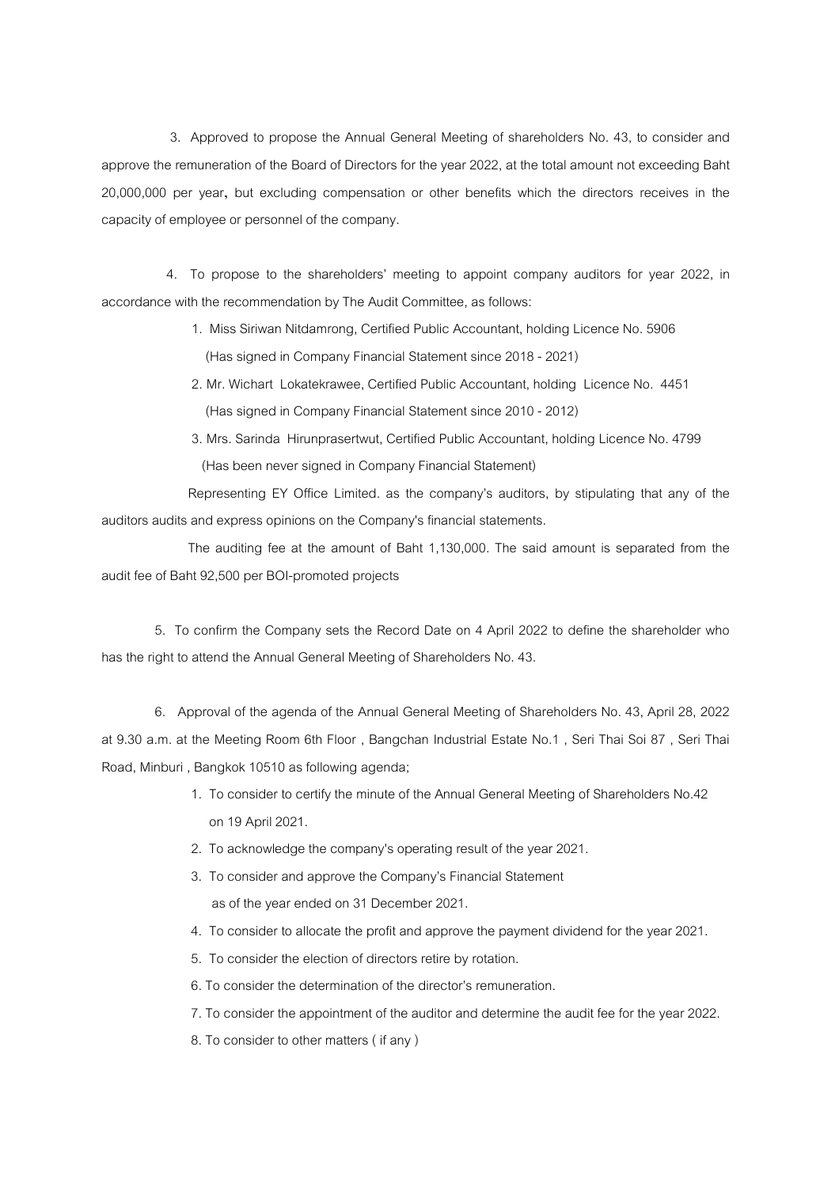3. Approved to propose the Annual General Meeting of shareholders No. 43, to consider and approve the remuneration of the Board of Directors for the year 2022, at the total amount not exceeding Baht 20,000,000 per year**,** but excluding compensation or other benefits which the directors receives in the capacity of employee or personnel of the company.

4. To propose to the shareholders' meeting to appoint company auditors for year 2022, in accordance with the recommendation by The Audit Committee, as follows:

1. Miss Siriwan Nitdamrong, Certified Public Accountant, holding Licence No. 5906
   (Has signed in Company Financial Statement since 2018 - 2021)
2. Mr. Wichart Lokatekrawee, Certified Public Accountant, holding Licence No. 4451
   (Has signed in Company Financial Statement since 2010 - 2012)
3. Mrs. Sarinda Hirunprasertwut, Certified Public Accountant, holding Licence No. 4799
   (Has been never signed in Company Financial Statement)

Representing EY Office Limited. as the company's auditors, by stipulating that any of the auditors audits and express opinions on the Company's financial statements.

The auditing fee at the amount of Baht 1,130,000. The said amount is separated from the audit fee of Baht 92,500 per BOI-promoted projects

5. To confirm the Company sets the Record Date on 4 April 2022 to define the shareholder who has the right to attend the Annual General Meeting of Shareholders No. 43.

6. Approval of the agenda of the Annual General Meeting of Shareholders No. 43, April 28, 2022 at 9.30 a.m. at the Meeting Room 6th Floor , Bangchan Industrial Estate No.1 , Seri Thai Soi 87 , Seri Thai Road, Minburi , Bangkok 10510 as following agenda;

1. To consider to certify the minute of the Annual General Meeting of Shareholders No.42 on 19 April 2021.
2. To acknowledge the company's operating result of the year 2021.
3. To consider and approve the Company's Financial Statement as of the year ended on 31 December 2021.
4. To consider to allocate the profit and approve the payment dividend for the year 2021.
5. To consider the election of directors retire by rotation.
6. To consider the determination of the director's remuneration.
7. To consider the appointment of the auditor and determine the audit fee for the year 2022.
8. To consider to other matters ( if any )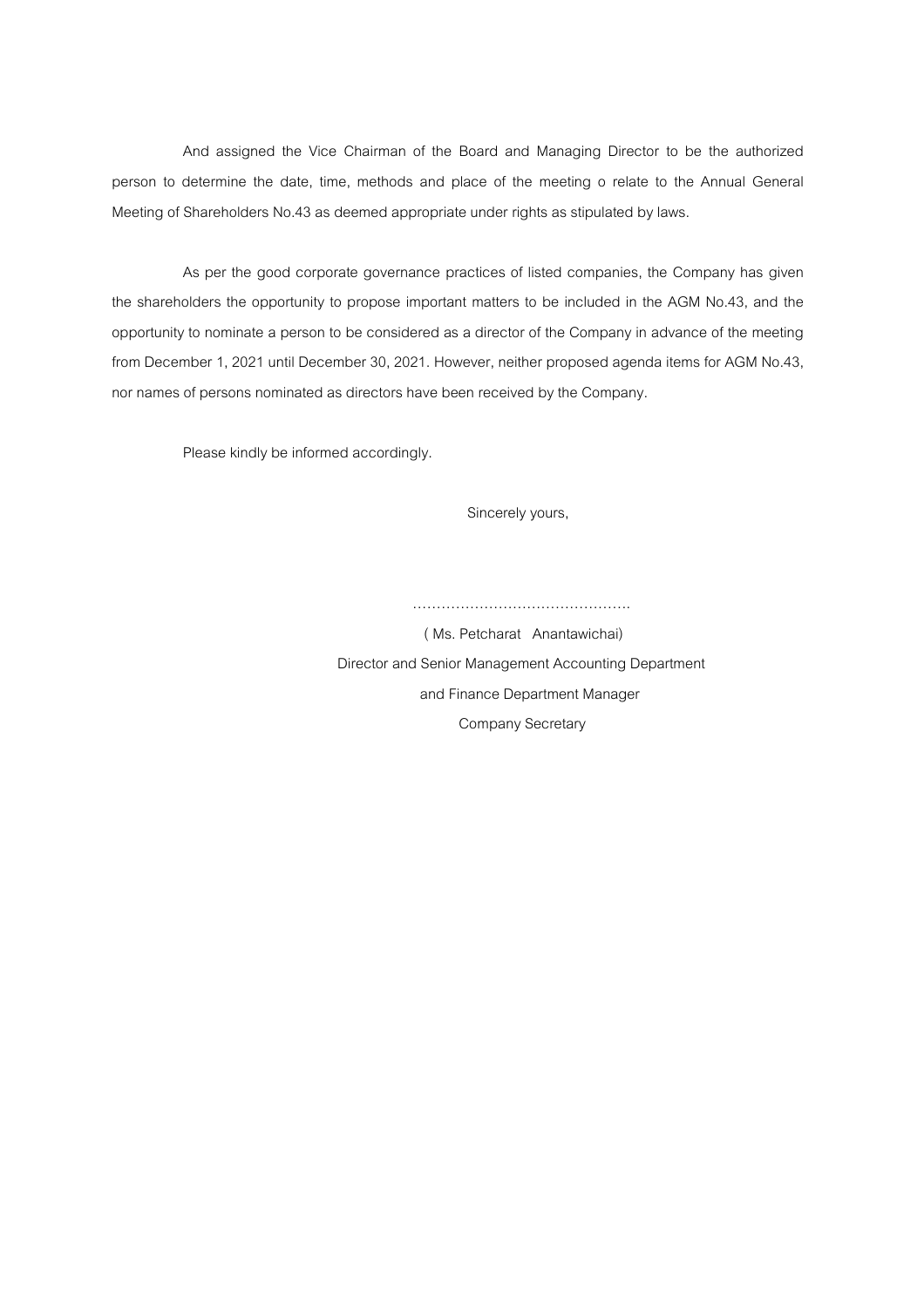And assigned the Vice Chairman of the Board and Managing Director to be the authorized person to determine the date, time, methods and place of the meeting o relate to the Annual General Meeting of Shareholders No.43 as deemed appropriate under rights as stipulated by laws.

As per the good corporate governance practices of listed companies, the Company has given the shareholders the opportunity to propose important matters to be included in the AGM No.43, and the opportunity to nominate a person to be considered as a director of the Company in advance of the meeting from December 1, 2021 until December 30, 2021. However, neither proposed agenda items for AGM No.43, nor names of persons nominated as directors have been received by the Company.

Please kindly be informed accordingly.

Sincerely yours,

……………………………………….

( Ms. Petcharat Anantawichai)

Director and Senior Management Accounting Department

and Finance Department Manager

Company Secretary